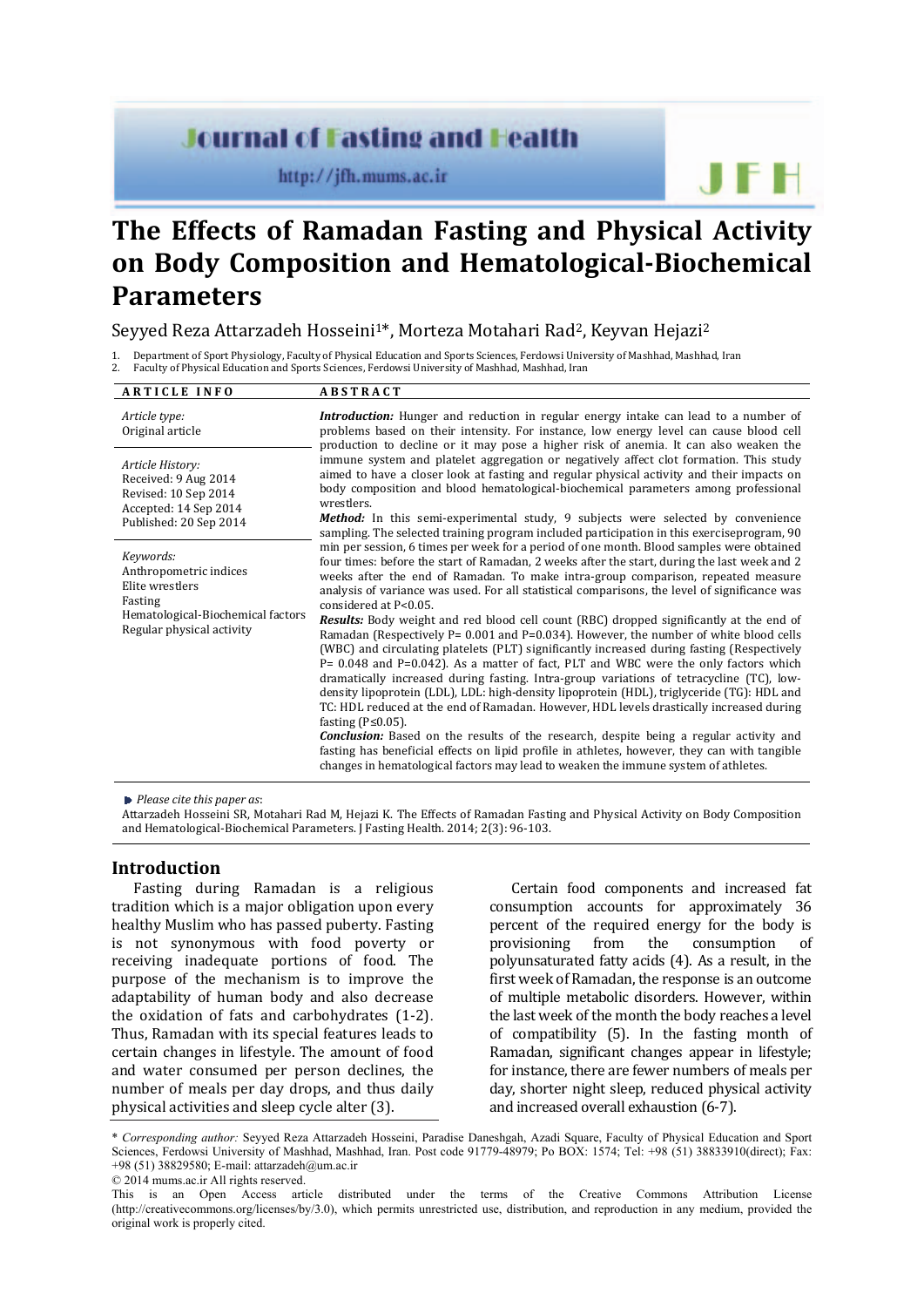# The Effects of Ramadan Fasting and Physical Activity on Body Composition and Hematological-Biochemical Parameters

Seyyed Reza Attarzadeh Hosseini[1]*, Morteza Motahari Rad[2], Keyvan Hejazi[2]

1. Department of Sport Physiology, Faculty of Physical Education and Sports Sciences, Ferdowsi University of Mashhad, Mashhad, Iran
2. Faculty of Physical Education and Sports Sciences, Ferdowsi University of Mashhad, Mashhad, Iran

**ARTICLE INFO**

*Article type:*
Original article

*Article History:*
Received: 9 Aug 2014
Revised: 10 Sep 2014
Accepted: 14 Sep 2014
Published: 20 Sep 2014

*Keywords:*
Anthropometric indices
Elite wrestlers
Fasting
Hematological-Biochemical factors
Regular physical activity

**ABSTRACT**

***Introduction:*** Hunger and reduction in regular energy intake can lead to a number of problems based on their intensity. For instance, low energy level can cause blood cell production to decline or it may pose a higher risk of anemia. It can also weaken the immune system and platelet aggregation or negatively affect clot formation. This study aimed to have a closer look at fasting and regular physical activity and their impacts on body composition and blood hematological-biochemical parameters among professional wrestlers.

***Method:*** In this semi-experimental study, 9 subjects were selected by convenience sampling. The selected training program included participation in this exerciseprogram, 90 min per session, 6 times per week for a period of one month. Blood samples were obtained four times: before the start of Ramadan, 2 weeks after the start, during the last week and 2 weeks after the end of Ramadan. To make intra-group comparison, repeated measure analysis of variance was used. For all statistical comparisons, the level of significance was considered at P<0.05.

***Results:*** Body weight and red blood cell count (RBC) dropped significantly at the end of Ramadan (Respectively P= 0.001 and P=0.034). However, the number of white blood cells (WBC) and circulating platelets (PLT) significantly increased during fasting (Respectively P= 0.048 and P=0.042). As a matter of fact, PLT and WBC were the only factors which dramatically increased during fasting. Intra-group variations of tetracycline (TC), low-density lipoprotein (LDL), LDL: high-density lipoprotein (HDL), triglyceride (TG): HDL and TC: HDL reduced at the end of Ramadan. However, HDL levels drastically increased during fasting (P≤0.05).

***Conclusion:*** Based on the results of the research, despite being a regular activity and fasting has beneficial effects on lipid profile in athletes, however, they can with tangible changes in hematological factors may lead to weaken the immune system of athletes.

*Please cite this paper as*:
Attarzadeh Hosseini SR, Motahari Rad M, Hejazi K. The Effects of Ramadan Fasting and Physical Activity on Body Composition and Hematological-Biochemical Parameters. J Fasting Health. 2014; 2(3): 96-103.

## Introduction

Fasting during Ramadan is a religious tradition which is a major obligation upon every healthy Muslim who has passed puberty. Fasting is not synonymous with food poverty or receiving inadequate portions of food. The purpose of the mechanism is to improve the adaptability of human body and also decrease the oxidation of fats and carbohydrates (1-2). Thus, Ramadan with its special features leads to certain changes in lifestyle. The amount of food and water consumed per person declines, the number of meals per day drops, and thus daily physical activities and sleep cycle alter (3).

Certain food components and increased fat consumption accounts for approximately 36 percent of the required energy for the body is provisioning from the consumption of polyunsaturated fatty acids (4). As a result, in the first week of Ramadan, the response is an outcome of multiple metabolic disorders. However, within the last week of the month the body reaches a level of compatibility (5). In the fasting month of Ramadan, significant changes appear in lifestyle; for instance, there are fewer numbers of meals per day, shorter night sleep, reduced physical activity and increased overall exhaustion (6-7).

\* *Corresponding author:* Seyyed Reza Attarzadeh Hosseini, Paradise Daneshgah, Azadi Square, Faculty of Physical Education and Sport Sciences, Ferdowsi University of Mashhad, Mashhad, Iran. Post code 91779-48979; Po BOX: 1574; Tel: +98 (51) 38833910(direct); Fax: +98 (51) 38829580; E-mail: attarzadeh@um.ac.ir

© 2014 mums.ac.ir All rights reserved.

This is an Open Access article distributed under the terms of the Creative Commons Attribution License (http://creativecommons.org/licenses/by/3.0), which permits unrestricted use, distribution, and reproduction in any medium, provided the original work is properly cited.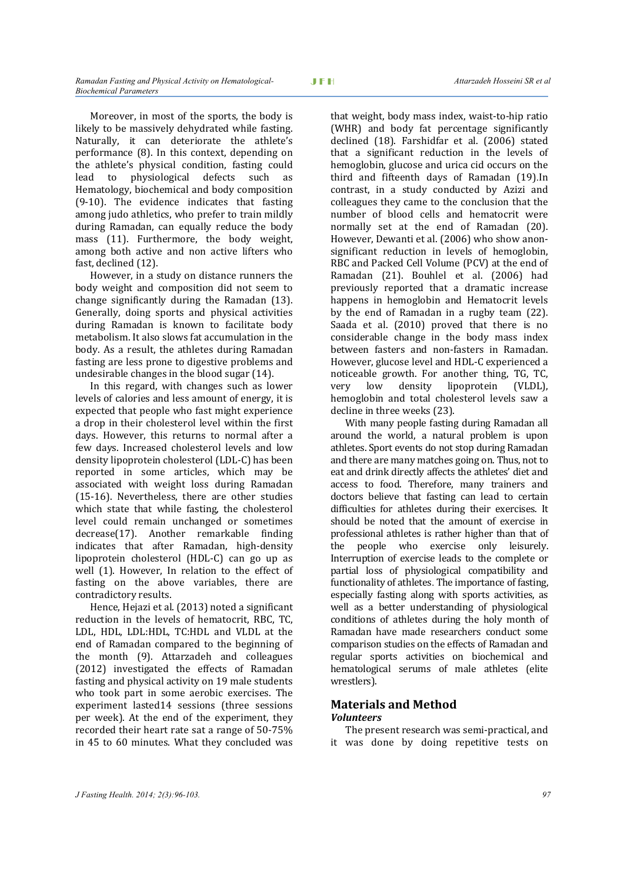Moreover, in most of the sports, the body is likely to be massively dehydrated while fasting. Naturally, it can deteriorate the athlete's performance (8). In this context, depending on the athlete's physical condition, fasting could lead to physiological defects such as Hematology, biochemical and body composition (9-10). The evidence indicates that fasting among judo athletics, who prefer to train mildly during Ramadan, can equally reduce the body mass (11). Furthermore, the body weight, among both active and non active lifters who fast, declined (12).

However, in a study on distance runners the body weight and composition did not seem to change significantly during the Ramadan (13). Generally, doing sports and physical activities during Ramadan is known to facilitate body metabolism. It also slows fat accumulation in the body. As a result, the athletes during Ramadan fasting are less prone to digestive problems and undesirable changes in the blood sugar (14).

In this regard, with changes such as lower levels of calories and less amount of energy, it is expected that people who fast might experience a drop in their cholesterol level within the first days. However, this returns to normal after a few days. Increased cholesterol levels and low density lipoprotein cholesterol (LDL-C) has been reported in some articles, which may be associated with weight loss during Ramadan (15-16). Nevertheless, there are other studies which state that while fasting, the cholesterol level could remain unchanged or sometimes decrease(17). Another remarkable finding indicates that after Ramadan, high-density lipoprotein cholesterol (HDL-C) can go up as well (1). However, In relation to the effect of fasting on the above variables, there are contradictory results.

Hence, Hejazi et al. (2013) noted a significant reduction in the levels of hematocrit, RBC, TC, LDL, HDL, LDL:HDL, TC:HDL and VLDL at the end of Ramadan compared to the beginning of the month (9). Attarzadeh and colleagues (2012) investigated the effects of Ramadan fasting and physical activity on 19 male students who took part in some aerobic exercises. The experiment lasted14 sessions (three sessions per week). At the end of the experiment, they recorded their heart rate sat a range of 50-75% in 45 to 60 minutes. What they concluded was that weight, body mass index, waist-to-hip ratio (WHR) and body fat percentage significantly declined (18). Farshidfar et al. (2006) stated that a significant reduction in the levels of hemoglobin, glucose and urica cid occurs on the third and fifteenth days of Ramadan (19).In contrast, in a study conducted by Azizi and colleagues they came to the conclusion that the number of blood cells and hematocrit were normally set at the end of Ramadan (20). However, Dewanti et al. (2006) who show anon-significant reduction in levels of hemoglobin, RBC and Packed Cell Volume (PCV) at the end of Ramadan (21). Bouhlel et al. (2006) had previously reported that a dramatic increase happens in hemoglobin and Hematocrit levels by the end of Ramadan in a rugby team (22). Saada et al. (2010) proved that there is no considerable change in the body mass index between fasters and non-fasters in Ramadan. However, glucose level and HDL-C experienced a noticeable growth. For another thing, TG, TC, very low density lipoprotein (VLDL), hemoglobin and total cholesterol levels saw a decline in three weeks (23).

With many people fasting during Ramadan all around the world, a natural problem is upon athletes. Sport events do not stop during Ramadan and there are many matches going on. Thus, not to eat and drink directly affects the athletes' diet and access to food. Therefore, many trainers and doctors believe that fasting can lead to certain difficulties for athletes during their exercises. It should be noted that the amount of exercise in professional athletes is rather higher than that of the people who exercise only leisurely. Interruption of exercise leads to the complete or partial loss of physiological compatibility and functionality of athletes. The importance of fasting, especially fasting along with sports activities, as well as a better understanding of physiological conditions of athletes during the holy month of Ramadan have made researchers conduct some comparison studies on the effects of Ramadan and regular sports activities on biochemical and hematological serums of male athletes (elite wrestlers).

## Materials and Method

### *Volunteers*

The present research was semi-practical, and it was done by doing repetitive tests on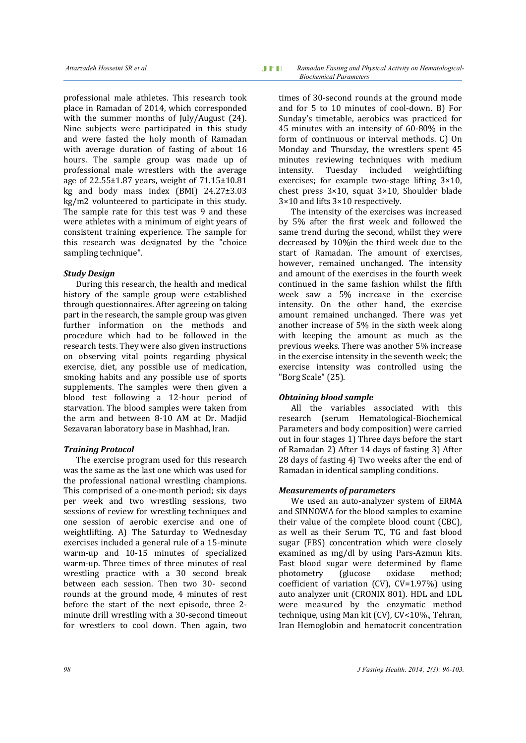professional male athletes. This research took place in Ramadan of 2014, which corresponded with the summer months of July/August (24). Nine subjects were participated in this study and were fasted the holy month of Ramadan with average duration of fasting of about 16 hours. The sample group was made up of professional male wrestlers with the average age of 22.55±1.87 years, weight of 71.15±10.81 kg and body mass index (BMI) 24.27±3.03 kg/m2 volunteered to participate in this study. The sample rate for this test was 9 and these were athletes with a minimum of eight years of consistent training experience. The sample for this research was designated by the "choice sampling technique".

### *Study Design*

During this research, the health and medical history of the sample group were established through questionnaires. After agreeing on taking part in the research, the sample group was given further information on the methods and procedure which had to be followed in the research tests. They were also given instructions on observing vital points regarding physical exercise, diet, any possible use of medication, smoking habits and any possible use of sports supplements. The samples were then given a blood test following a 12-hour period of starvation. The blood samples were taken from the arm and between 8-10 AM at Dr. Madjid Sezavaran laboratory base in Mashhad, lran.

### *Training Protocol*

The exercise program used for this research was the same as the last one which was used for the professional national wrestling champions. This comprised of a one-month period; six days per week and two wrestling sessions, two sessions of review for wrestling techniques and one session of aerobic exercise and one of weightlifting. A) The Saturday to Wednesday exercises included a general rule of a 15-minute warm-up and 10-15 minutes of specialized warm-up. Three times of three minutes of real wrestling practice with a 30 second break between each session. Then two 30- second rounds at the ground mode, 4 minutes of rest before the start of the next episode, three 2-minute drill wrestling with a 30-second timeout for wrestlers to cool down. Then again, two times of 30-second rounds at the ground mode and for 5 to 10 minutes of cool-down. B) For Sunday's timetable, aerobics was practiced for 45 minutes with an intensity of 60-80% in the form of continuous or interval methods. C) On Monday and Thursday, the wrestlers spent 45 minutes reviewing techniques with medium intensity. Tuesday included weightlifting exercises; for example two-stage lifting 3×10, chest press 3×10, squat 3×10, Shoulder blade 3×10 and lifts 3×10 respectively.

The intensity of the exercises was increased by 5% after the first week and followed the same trend during the second, whilst they were decreased by 10%in the third week due to the start of Ramadan. The amount of exercises, however, remained unchanged. The intensity and amount of the exercises in the fourth week continued in the same fashion whilst the fifth week saw a 5% increase in the exercise intensity. On the other hand, the exercise amount remained unchanged. There was yet another increase of 5% in the sixth week along with keeping the amount as much as the previous weeks. There was another 5% increase in the exercise intensity in the seventh week; the exercise intensity was controlled using the "Borg Scale" (25).

### *Obtaining blood sample*

All the variables associated with this research (serum Hematological-Biochemical Parameters and body composition) were carried out in four stages 1) Three days before the start of Ramadan 2) After 14 days of fasting 3) After 28 days of fasting 4) Two weeks after the end of Ramadan in identical sampling conditions.

### *Measurements of parameters*

We used an auto-analyzer system of ERMA and SINNOWA for the blood samples to examine their value of the complete blood count (CBC), as well as their Serum TC, TG and fast blood sugar (FBS) concentration which were closely examined as mg/dl by using Pars-Azmun kits. Fast blood sugar were determined by flame photometry (glucose oxidase method; coefficient of variation (CV), CV=1.97%) using auto analyzer unit (CRONIX 801). HDL and LDL were measured by the enzymatic method technique, using Man kit (CV), CV<10%., Tehran, Iran Hemoglobin and hematocrit concentration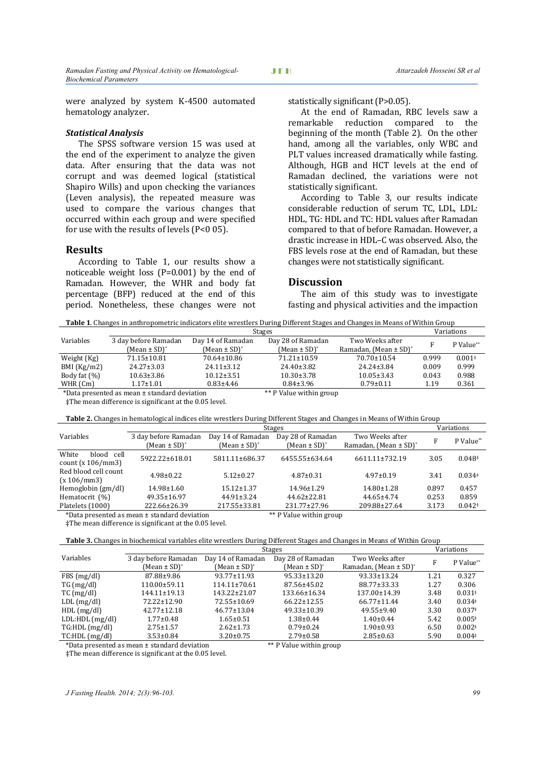were analyzed by system K-4500 automated hematology analyzer.

### *Statistical Analysis*

The SPSS software version 15 was used at the end of the experiment to analyze the given data. After ensuring that the data was not corrupt and was deemed logical (statistical Shapiro Wills) and upon checking the variances (Leven analysis), the repeated measure was used to compare the various changes that occurred within each group and were specified for use with the results of levels (P<0 05).

## Results

According to Table 1, our results show a noticeable weight loss (P=0.001) by the end of Ramadan. However, the WHR and body fat percentage (BFP) reduced at the end of this period. Nonetheless, these changes were not statistically significant (P>0.05).

At the end of Ramadan, RBC levels saw a remarkable reduction compared to the beginning of the month (Table 2). On the other hand, among all the variables, only WBC and PLT values increased dramatically while fasting. Although, HGB and HCT levels at the end of Ramadan declined, the variations were not statistically significant.

According to Table 3, our results indicate considerable reduction of serum TC, LDL, LDL: HDL, TG: HDL and TC: HDL values after Ramadan compared to that of before Ramadan. However, a drastic increase in HDL–C was observed. Also, the FBS levels rose at the end of Ramadan, but these changes were not statistically significant.

## Discussion

The aim of this study was to investigate fasting and physical activities and the impaction

**Table 1**. Changes in anthropometric indicators elite wrestlers During Different Stages and Changes in Means of Within Group

| Variables | Stages | | | | Variations | |
|---|---|---|---|---|---|---|
| | 3 day before Ramadan (Mean ± SD)* | Day 14 of Ramadan (Mean ± SD)* | Day 28 of Ramadan (Mean ± SD)* | Two Weeks after Ramadan, (Mean ± SD)* | F | P Value** |
| Weight (Kg) | 71.15±10.81 | 70.64±10.86 | 71.21±10.59 | 70.70±10.54 | 0.999 | 0.001‡ |
| BMI (Kg/m2) | 24.27±3.03 | 24.11±3.12 | 24.40±3.82 | 24.24±3.84 | 0.009 | 0.999 |
| Body fat (%) | 10.63±3.86 | 10.12±3.51 | 10.30±3.78 | 10.05±3.43 | 0.043 | 0.988 |
| WHR (Cm) | 1.17±1.01 | 0.83±4.46 | 0.84±3.96 | 0.79±0.11 | 1.19 | 0.361 |

*Data presented as mean ± standard deviation ** P Value within group

‡The mean difference is significant at the 0.05 level.

**Table 2.** Changes in hematological indices elite wrestlers During Different Stages and Changes in Means of Within Group

| Variables | Stages | | | | Variations | |
|---|---|---|---|---|---|---|
| | 3 day before Ramadan (Mean ± SD)* | Day 14 of Ramadan (Mean ± SD)* | Day 28 of Ramadan (Mean ± SD)* | Two Weeks after Ramadan, (Mean ± SD)* | F | P Value** |
| White blood cell count (x 106/mm3) | 5922.22±618.01 | 5811.11±686.37 | 6455.55±634.64 | 6611.11±732.19 | 3.05 | 0.048‡ |
| Red blood cell count (x 106/mm3) | 4.98±0.22 | 5.12±0.27 | 4.87±0.31 | 4.97±0.19 | 3.41 | 0.034‡ |
| Hemoglobin (gm/dl) | 14.98±1.60 | 15.12±1.37 | 14.96±1.29 | 14.80±1.28 | 0.897 | 0.457 |
| Hematocrit (%) | 49.35±16.97 | 44.91±3.24 | 44.62±22.81 | 44.65±4.74 | 0.253 | 0.859 |
| Platelets (1000) | 222.66±26.39 | 217.55±33.81 | 231.77±27.96 | 209.88±27.64 | 3.173 | 0.042‡ |

*Data presented as mean ± standard deviation ** P Value within group

‡The mean difference is significant at the 0.05 level.

**Table 3.** Changes in biochemical variables elite wrestlers During Different Stages and Changes in Means of Within Group

| Variables | Stages | | | | Variations | |
|---|---|---|---|---|---|---|
| | 3 day before Ramadan (Mean ± SD)* | Day 14 of Ramadan (Mean ± SD)* | Day 28 of Ramadan (Mean ± SD)* | Two Weeks after Ramadan, (Mean ± SD)* | F | P Value** |
| FBS (mg/dl) | 87.88±9.86 | 93.77±11.93 | 95.33±13.20 | 93.33±13.24 | 1.21 | 0.327 |
| TG (mg/dl) | 110.00±59.11 | 114.11±70.61 | 87.56±45.02 | 88.77±33.33 | 1.27 | 0.306 |
| TC (mg/dl) | 144.11±19.13 | 143.22±21.07 | 133.66±16.34 | 137.00±14.39 | 3.48 | 0.031‡ |
| LDL (mg/dl) | 72.22±12.90 | 72.55±10.69 | 66.22±12.55 | 66.77±11.44 | 3.40 | 0.034‡ |
| HDL (mg/dl) | 42.77±12.18 | 46.77±13.04 | 49.33±10.39 | 49.55±9.40 | 3.30 | 0.037‡ |
| LDL:HDL (mg/dl) | 1.77±0.48 | 1.65±0.51 | 1.38±0.44 | 1.40±0.44 | 5.42 | 0.005‡ |
| TG:HDL (mg/dl) | 2.75±1.57 | 2.62±1.73 | 0.79±0.24 | 1.90±0.93 | 6.50 | 0.002‡ |
| TC:HDL (mg/dl) | 3.53±0.84 | 3.20±0.75 | 2.79±0.58 | 2.85±0.63 | 5.90 | 0.004‡ |

*Data presented as mean ± standard deviation ** P Value within group

‡The mean difference is significant at the 0.05 level.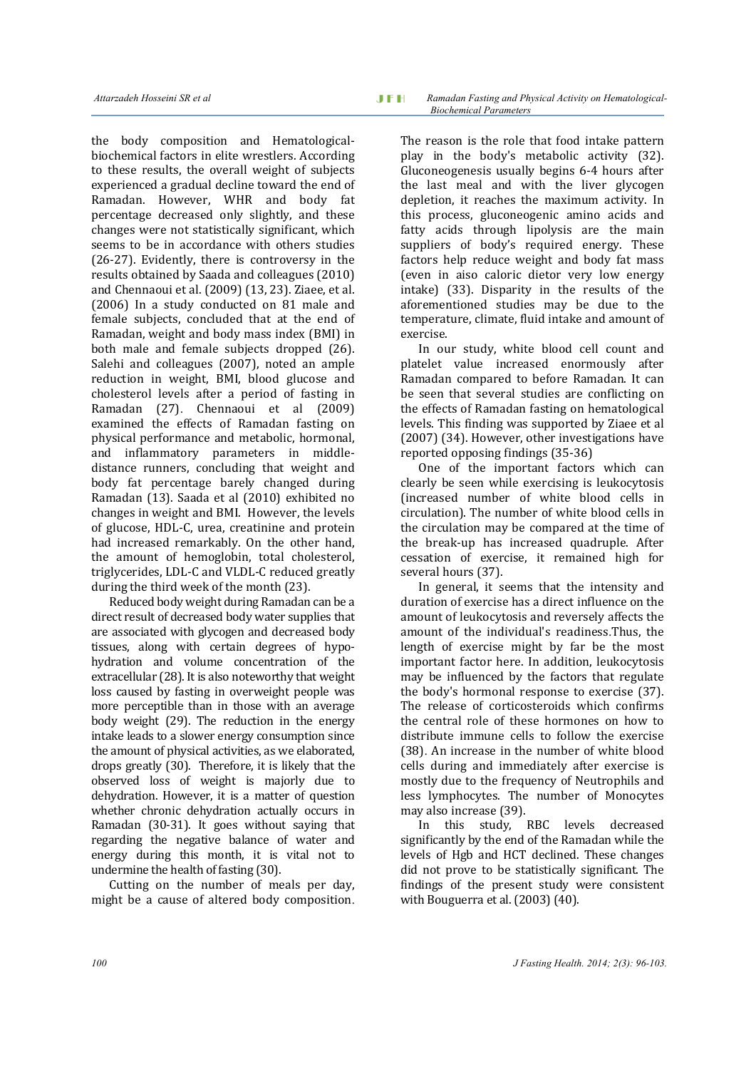the body composition and Hematological-biochemical factors in elite wrestlers. According to these results, the overall weight of subjects experienced a gradual decline toward the end of Ramadan. However, WHR and body fat percentage decreased only slightly, and these changes were not statistically significant, which seems to be in accordance with others studies (26-27). Evidently, there is controversy in the results obtained by Saada and colleagues (2010) and Chennaoui et al. (2009) (13, 23). Ziaee, et al. (2006) In a study conducted on 81 male and female subjects, concluded that at the end of Ramadan, weight and body mass index (BMI) in both male and female subjects dropped (26). Salehi and colleagues (2007), noted an ample reduction in weight, BMI, blood glucose and cholesterol levels after a period of fasting in Ramadan (27). Chennaoui et al (2009) examined the effects of Ramadan fasting on physical performance and metabolic, hormonal, and inflammatory parameters in middle-distance runners, concluding that weight and body fat percentage barely changed during Ramadan (13). Saada et al (2010) exhibited no changes in weight and BMI. However, the levels of glucose, HDL-C, urea, creatinine and protein had increased remarkably. On the other hand, the amount of hemoglobin, total cholesterol, triglycerides, LDL-C and VLDL-C reduced greatly during the third week of the month (23).

Reduced body weight during Ramadan can be a direct result of decreased body water supplies that are associated with glycogen and decreased body tissues, along with certain degrees of hypo-hydration and volume concentration of the extracellular (28). It is also noteworthy that weight loss caused by fasting in overweight people was more perceptible than in those with an average body weight (29). The reduction in the energy intake leads to a slower energy consumption since the amount of physical activities, as we elaborated, drops greatly (30). Therefore, it is likely that the observed loss of weight is majorly due to dehydration. However, it is a matter of question whether chronic dehydration actually occurs in Ramadan (30-31). It goes without saying that regarding the negative balance of water and energy during this month, it is vital not to undermine the health of fasting (30).

Cutting on the number of meals per day, might be a cause of altered body composition. The reason is the role that food intake pattern play in the body's metabolic activity (32). Gluconeogenesis usually begins 6-4 hours after the last meal and with the liver glycogen depletion, it reaches the maximum activity. In this process, gluconeogenic amino acids and fatty acids through lipolysis are the main suppliers of body's required energy. These factors help reduce weight and body fat mass (even in aiso caloric dietor very low energy intake) (33). Disparity in the results of the aforementioned studies may be due to the temperature, climate, fluid intake and amount of exercise.

In our study, white blood cell count and platelet value increased enormously after Ramadan compared to before Ramadan. It can be seen that several studies are conflicting on the effects of Ramadan fasting on hematological levels. This finding was supported by Ziaee et al (2007) (34). However, other investigations have reported opposing findings (35-36)

One of the important factors which can clearly be seen while exercising is leukocytosis (increased number of white blood cells in circulation). The number of white blood cells in the circulation may be compared at the time of the break-up has increased quadruple. After cessation of exercise, it remained high for several hours (37).

In general, it seems that the intensity and duration of exercise has a direct influence on the amount of leukocytosis and reversely affects the amount of the individual's readiness.Thus, the length of exercise might by far be the most important factor here. In addition, leukocytosis may be influenced by the factors that regulate the body's hormonal response to exercise (37). The release of corticosteroids which confirms the central role of these hormones on how to distribute immune cells to follow the exercise (38). An increase in the number of white blood cells during and immediately after exercise is mostly due to the frequency of Neutrophils and less lymphocytes. The number of Monocytes may also increase (39).

In this study, RBC levels decreased significantly by the end of the Ramadan while the levels of Hgb and HCT declined. These changes did not prove to be statistically significant. The findings of the present study were consistent with Bouguerra et al. (2003) (40).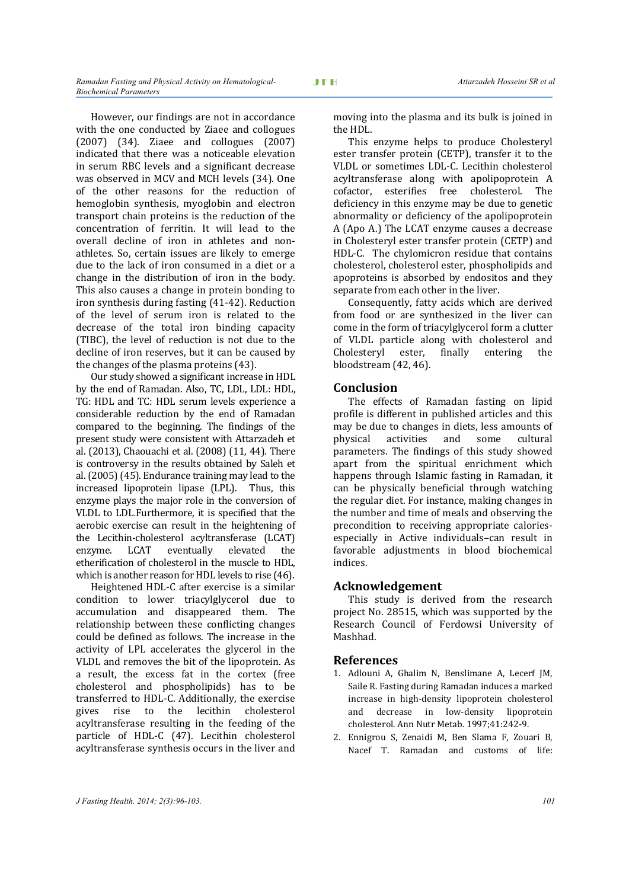However, our findings are not in accordance with the one conducted by Ziaee and collogues (2007) (34). Ziaee and collogues (2007) indicated that there was a noticeable elevation in serum RBC levels and a significant decrease was observed in MCV and MCH levels (34). One of the other reasons for the reduction of hemoglobin synthesis, myoglobin and electron transport chain proteins is the reduction of the concentration of ferritin. It will lead to the overall decline of iron in athletes and non-athletes. So, certain issues are likely to emerge due to the lack of iron consumed in a diet or a change in the distribution of iron in the body. This also causes a change in protein bonding to iron synthesis during fasting (41-42). Reduction of the level of serum iron is related to the decrease of the total iron binding capacity (TIBC), the level of reduction is not due to the decline of iron reserves, but it can be caused by the changes of the plasma proteins (43).

Our study showed a significant increase in HDL by the end of Ramadan. Also, TC, LDL, LDL: HDL, TG: HDL and TC: HDL serum levels experience a considerable reduction by the end of Ramadan compared to the beginning. The findings of the present study were consistent with Attarzadeh et al. (2013), Chaouachi et al. (2008) (11, 44). There is controversy in the results obtained by Saleh et al. (2005) (45). Endurance training may lead to the increased lipoprotein lipase (LPL). Thus, this enzyme plays the major role in the conversion of VLDL to LDL.Furthermore, it is specified that the aerobic exercise can result in the heightening of the Lecithin-cholesterol acyltransferase (LCAT) enzyme. LCAT eventually elevated the etherification of cholesterol in the muscle to HDL, which is another reason for HDL levels to rise (46).

Heightened HDL-C after exercise is a similar condition to lower triacylglycerol due to accumulation and disappeared them. The relationship between these conflicting changes could be defined as follows. The increase in the activity of LPL accelerates the glycerol in the VLDL and removes the bit of the lipoprotein. As a result, the excess fat in the cortex (free cholesterol and phospholipids) has to be transferred to HDL-C. Additionally, the exercise gives rise to the lecithin cholesterol acyltransferase resulting in the feeding of the particle of HDL-C (47). Lecithin cholesterol acyltransferase synthesis occurs in the liver and moving into the plasma and its bulk is joined in the HDL.

This enzyme helps to produce Cholesteryl ester transfer protein (CETP), transfer it to the VLDL or sometimes LDL-C. Lecithin cholesterol acyltransferase along with apolipoprotein A cofactor, esterifies free cholesterol. The deficiency in this enzyme may be due to genetic abnormality or deficiency of the apolipoprotein A (Apo A.) The LCAT enzyme causes a decrease in Cholesteryl ester transfer protein (CETP) and HDL-C. The chylomicron residue that contains cholesterol, cholesterol ester, phospholipids and apoproteins is absorbed by endositos and they separate from each other in the liver.

Consequently, fatty acids which are derived from food or are synthesized in the liver can come in the form of triacylglycerol form a clutter of VLDL particle along with cholesterol and Cholesteryl ester, finally entering the bloodstream (42, 46).

## Conclusion

The effects of Ramadan fasting on lipid profile is different in published articles and this may be due to changes in diets, less amounts of physical activities and some cultural parameters. The findings of this study showed apart from the spiritual enrichment which happens through Islamic fasting in Ramadan, it can be physically beneficial through watching the regular diet. For instance, making changes in the number and time of meals and observing the precondition to receiving appropriate calories-especially in Active individuals–can result in favorable adjustments in blood biochemical indices.

## Acknowledgement

This study is derived from the research project No. 28515, which was supported by the Research Council of Ferdowsi University of Mashhad.

## References

1. Adlouni A, Ghalim N, Benslimane A, Lecerf JM, Saile R. Fasting during Ramadan induces a marked increase in high-density lipoprotein cholesterol and decrease in low-density lipoprotein cholesterol. Ann Nutr Metab. 1997;41:242-9.
2. Ennigrou S, Zenaidi M, Ben Slama F, Zouari B, Nacef T. Ramadan and customs of life: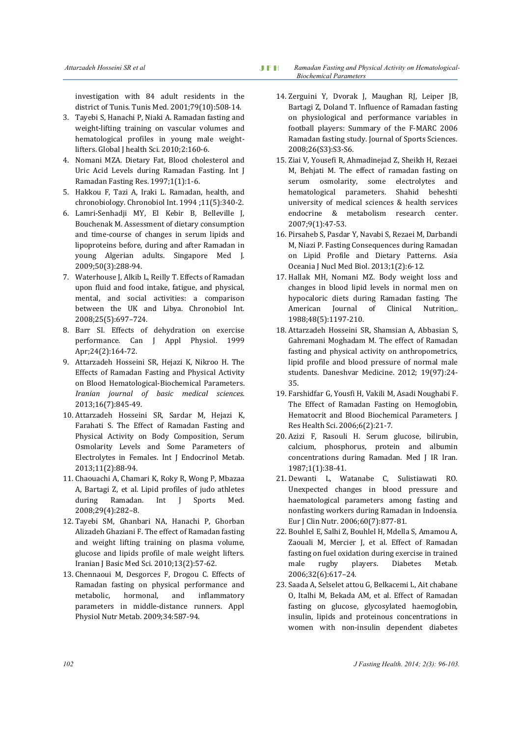investigation with 84 adult residents in the district of Tunis. Tunis Med. 2001;79(10):508-14.

3. Tayebi S, Hanachi P, Niaki A. Ramadan fasting and weight-lifting training on vascular volumes and hematological profiles in young male weight-lifters. Global J health Sci. 2010;2:160-6.
4. Nomani MZA. Dietary Fat, Blood cholesterol and Uric Acid Levels during Ramadan Fasting. Int J Ramadan Fasting Res. 1997;1(1):1-6.
5. Hakkou F, Tazi A, Iraki L. Ramadan, health, and chronobiology. Chronobiol Int. 1994 ;11(5):340-2.
6. Lamri-Senhadji MY, El Kebir B, Belleville J, Bouchenak M. Assessment of dietary consumption and time-course of changes in serum lipids and lipoproteins before, during and after Ramadan in young Algerian adults. Singapore Med J. 2009;50(3):288-94.
7. Waterhouse J, Alkib L, Reilly T. Effects of Ramadan upon fluid and food intake, fatigue, and physical, mental, and social activities: a comparison between the UK and Libya. Chronobiol Int. 2008;25(5):697–724.
8. Barr SI. Effects of dehydration on exercise performance. Can J Appl Physiol. 1999 Apr;24(2):164-72.
9. Attarzadeh Hosseini SR, Hejazi K, Nikroo H. The Effects of Ramadan Fasting and Physical Activity on Blood Hematological-Biochemical Parameters. *Iranian journal of basic medical sciences.* 2013;16(7):845-49.
10. Attarzadeh Hosseini SR, Sardar M, Hejazi K, Farahati S. The Effect of Ramadan Fasting and Physical Activity on Body Composition, Serum Osmolarity Levels and Some Parameters of Electrolytes in Females. Int J Endocrinol Metab. 2013;11(2):88-94.
11. Chaouachi A, Chamari K, Roky R, Wong P, Mbazaa A, Bartagi Z, et al. Lipid profiles of judo athletes during Ramadan. Int J Sports Med. 2008;29(4):282–8.
12. Tayebi SM, Ghanbari NA, Hanachi P, Ghorban Alizadeh Ghaziani F. The effect of Ramadan fasting and weight lifting training on plasma volume, glucose and lipids profile of male weight lifters. Iranian J Basic Med Sci. 2010;13(2):57-62.
13. Chennaoui M, Desgorces F, Drogou C. Effects of Ramadan fasting on physical performance and metabolic, hormonal, and inflammatory parameters in middle-distance runners. Appl Physiol Nutr Metab. 2009;34:587-94.
14. Zerguini Y, Dvorak J, Maughan RJ, Leiper JB, Bartagi Z, Doland T. Influence of Ramadan fasting on physiological and performance variables in football players: Summary of the F-MARC 2006 Ramadan fasting study. Journal of Sports Sciences. 2008;26(S3):S3-S6.
15. Ziai V, Yousefi R, Ahmadinejad Z, Sheikh H, Rezaei M, Behjati M. The effect of ramadan fasting on serum osmolarity, some electrolytes and hematological parameters. Shahid beheshti university of medical sciences & health services endocrine & metabolism research center. 2007;9(1):47-53.
16. Pirsaheb S, Pasdar Y, Navabi S, Rezaei M, Darbandi M, Niazi P. Fasting Consequences during Ramadan on Lipid Profile and Dietary Patterns. Asia Oceania J Nucl Med Biol. 2013;1(2):6-12.
17. Hallak MH, Nomani MZ. Body weight loss and changes in blood lipid levels in normal men on hypocaloric diets during Ramadan fasting. The American Journal of Clinical Nutrition,. 1988;48(5):1197-210.
18. Attarzadeh Hosseini SR, Shamsian A, Abbasian S, Gahremani Moghadam M. The effect of Ramadan fasting and physical activity on anthropometrics, lipid profile and blood pressure of normal male students. Daneshvar Medicine. 2012; 19(97):24-35.
19. Farshidfar G, Yousfi H, Vakili M, Asadi Noughabi F. The Effect of Ramadan Fasting on Hemoglobin, Hematocrit and Blood Biochemical Parameters. J Res Health Sci. 2006;6(2):21-7.
20. Azizi F, Rasouli H. Serum glucose, bilirubin, calcium, phosphorus, protein and albumin concentrations during Ramadan. Med J IR Iran. 1987;1(1):38-41.
21. Dewanti L, Watanabe C, Sulistiawati RO. Unexpected changes in blood pressure and haematological parameters among fasting and nonfasting workers during Ramadan in Indoensia. Eur J Clin Nutr. 2006;60(7):877-81.
22. Bouhlel E, Salhi Z, Bouhlel H, Mdella S, Amamou A, Zaouali M, Mercier J, et al. Effect of Ramadan fasting on fuel oxidation during exercise in trained male rugby players. Diabetes Metab. 2006;32(6):617–24.
23. Saada A, Selselet attou G, Belkacemi L, Ait chabane O, Italhi M, Bekada AM, et al. Effect of Ramadan fasting on glucose, glycosylated haemoglobin, insulin, lipids and proteinous concentrations in women with non-insulin dependent diabetes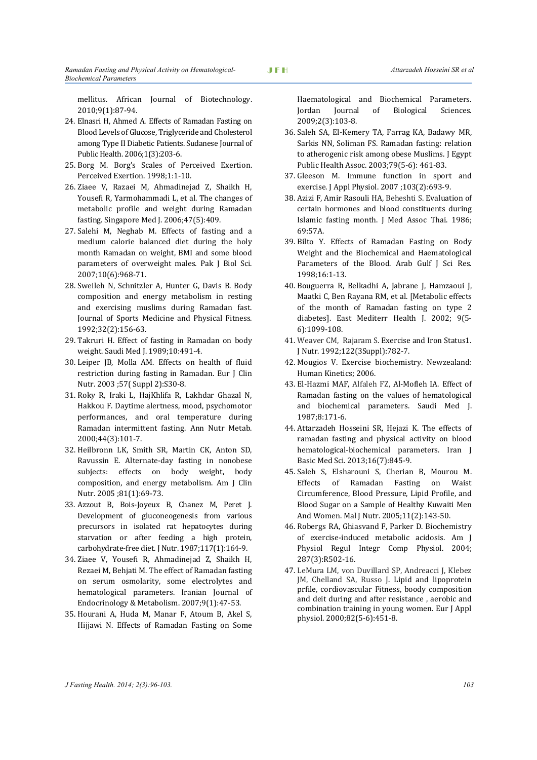mellitus. African Journal of Biotechnology. 2010;9(1):87-94.

24. Elnasri H, Ahmed A. Effects of Ramadan Fasting on Blood Levels of Glucose, Triglyceride and Cholesterol among Type II Diabetic Patients. Sudanese Journal of Public Health. 2006;1(3):203-6.
25. Borg M. Borg's Scales of Perceived Exertion. Perceived Exertion. 1998;1:1-10.
26. Ziaee V, Razaei M, Ahmadinejad Z, Shaikh H, Yousefi R, Yarmohammadi L, et al. The changes of metabolic profile and weight during Ramadan fasting. Singapore Med J. 2006;47(5):409.
27. Salehi M, Neghab M. Effects of fasting and a medium calorie balanced diet during the holy month Ramadan on weight, BMI and some blood parameters of overweight males. Pak J Biol Sci. 2007;10(6):968-71.
28. Sweileh N, Schnitzler A, Hunter G, Davis B. Body composition and energy metabolism in resting and exercising muslims during Ramadan fast. Journal of Sports Medicine and Physical Fitness. 1992;32(2):156-63.
29. Takruri H. Effect of fasting in Ramadan on body weight. Saudi Med J. 1989;10:491-4.
30. Leiper JB, Molla AM. Effects on health of fluid restriction during fasting in Ramadan. Eur J Clin Nutr. 2003 ;57( Suppl 2):S30-8.
31. Roky R, Iraki L, HajKhlifa R, Lakhdar Ghazal N, Hakkou F. Daytime alertness, mood, psychomotor performances, and oral temperature during Ramadan intermittent fasting. Ann Nutr Metab. 2000;44(3):101-7.
32. Heilbronn LK, Smith SR, Martin CK, Anton SD, Ravussin E. Alternate-day fasting in nonobese subjects: effects on body weight, body composition, and energy metabolism. Am J Clin Nutr. 2005 ;81(1):69-73.
33. Azzout B, Bois-Joyeux B, Chanez M, Peret J. Development of gluconeogenesis from various precursors in isolated rat hepatocytes during starvation or after feeding a high protein, carbohydrate-free diet. J Nutr. 1987;117(1):164-9.
34. Ziaee V, Yousefi R, Ahmadinejad Z, Shaikh H, Rezaei M, Behjati M. The effect of Ramadan fasting on serum osmolarity, some electrolytes and hematological parameters. Iranian Journal of Endocrinology & Metabolism. 2007;9(1):47-53.
35. Hourani A, Huda M, Manar F, Atoum B, Akel S, Hijjawi N. Effects of Ramadan Fasting on Some Haematological and Biochemical Parameters. Jordan Journal of Biological Sciences. 2009;2(3):103-8.
36. Saleh SA, El-Kemery TA, Farrag KA, Badawy MR, Sarkis NN, Soliman FS. Ramadan fasting: relation to atherogenic risk among obese Muslims. J Egypt Public Health Assoc. 2003;79(5-6): 461-83.
37. Gleeson M. Immune function in sport and exercise. J Appl Physiol. 2007 ;103(2):693-9.
38. Azizi F, Amir Rasouli HA, Beheshti S. Evaluation of certain hormones and blood constituents during Islamic fasting month. J Med Assoc Thai. 1986; 69:57A.
39. Bilto Y. Effects of Ramadan Fasting on Body Weight and the Biochemical and Haematological Parameters of the Blood. Arab Gulf J Sci Res. 1998;16:1-13.
40. Bouguerra R, Belkadhi A, Jabrane J, Hamzaoui J, Maatki C, Ben Rayana RM, et al. [Metabolic effects of the month of Ramadan fasting on type 2 diabetes]. East Mediterr Health J. 2002; 9(5-6):1099-108.
41. Weaver CM, Rajaram S. Exercise and Iron Status1. J Nutr. 1992;122(3Suppl):782-7.
42. Mougios V. Exercise biochemistry. Newzealand: Human Kinetics; 2006.
43. El-Hazmi MAF, Alfaleh FZ, Al-Mofleh IA. Effect of Ramadan fasting on the values of hematological and biochemical parameters. Saudi Med J. 1987;8:171-6.
44. Attarzadeh Hosseini SR, Hejazi K. The effects of ramadan fasting and physical activity on blood hematological-biochemical parameters. Iran J Basic Med Sci. 2013;16(7):845-9.
45. Saleh S, Elsharouni S, Cherian B, Mourou M. Effects of Ramadan Fasting on Waist Circumference, Blood Pressure, Lipid Profile, and Blood Sugar on a Sample of Healthy Kuwaiti Men And Women. Mal J Nutr. 2005;11(2):143-50.
46. Robergs RA, Ghiasvand F, Parker D. Biochemistry of exercise-induced metabolic acidosis. Am J Physiol Regul Integr Comp Physiol. 2004; 287(3):R502-16.
47. LeMura LM, von Duvillard SP, Andreacci J, Klebez JM, Chelland SA, Russo J. Lipid and lipoprotein prfile, cordiovascular Fitness, boody composition and deit during and after resistance , aerobic and combination training in young women. Eur J Appl physiol. 2000;82(5-6):451-8.